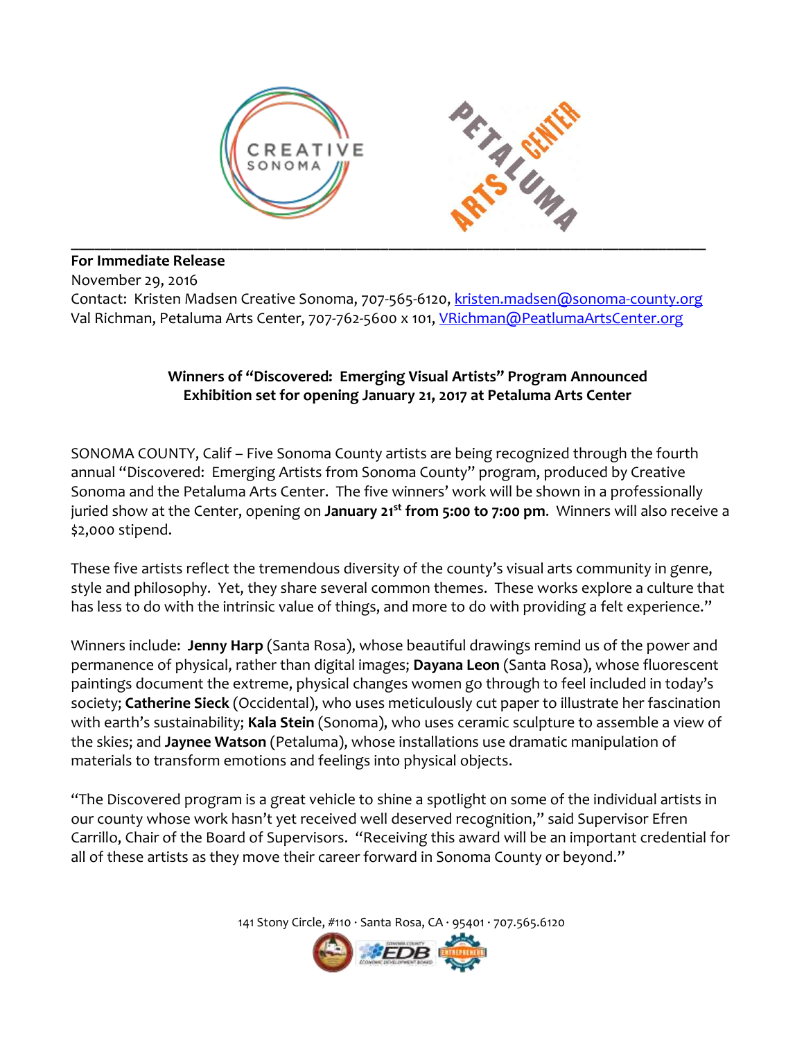**For Immediate Release**
November 29, 2016
Contact: Kristen Madsen Creative Sonoma, 707-565-6120, kristen.madsen@sonoma-county.org
Val Richman, Petaluma Arts Center, 707-762-5600 x 101, VRichman@PeatlumaArtsCenter.org

**Winners of "Discovered: Emerging Visual Artists" Program Announced**
**Exhibition set for opening January 21, 2017 at Petaluma Arts Center**

SONOMA COUNTY, Calif – Five Sonoma County artists are being recognized through the fourth annual "Discovered: Emerging Artists from Sonoma County" program, produced by Creative Sonoma and the Petaluma Arts Center. The five winners' work will be shown in a professionally juried show at the Center, opening on **January 21st from 5:00 to 7:00 pm**. Winners will also receive a $2,000 stipend.

These five artists reflect the tremendous diversity of the county's visual arts community in genre, style and philosophy. Yet, they share several common themes. These works explore a culture that has less to do with the intrinsic value of things, and more to do with providing a felt experience."

Winners include: **Jenny Harp** (Santa Rosa), whose beautiful drawings remind us of the power and permanence of physical, rather than digital images; **Dayana Leon** (Santa Rosa), whose fluorescent paintings document the extreme, physical changes women go through to feel included in today's society; **Catherine Sieck** (Occidental), who uses meticulously cut paper to illustrate her fascination with earth's sustainability; **Kala Stein** (Sonoma), who uses ceramic sculpture to assemble a view of the skies; and **Jaynee Watson** (Petaluma), whose installations use dramatic manipulation of materials to transform emotions and feelings into physical objects.

"The Discovered program is a great vehicle to shine a spotlight on some of the individual artists in our county whose work hasn't yet received well deserved recognition," said Supervisor Efren Carrillo, Chair of the Board of Supervisors. "Receiving this award will be an important credential for all of these artists as they move their career forward in Sonoma County or beyond."

141 Stony Circle, #110 · Santa Rosa, CA · 95401 · 707.565.6120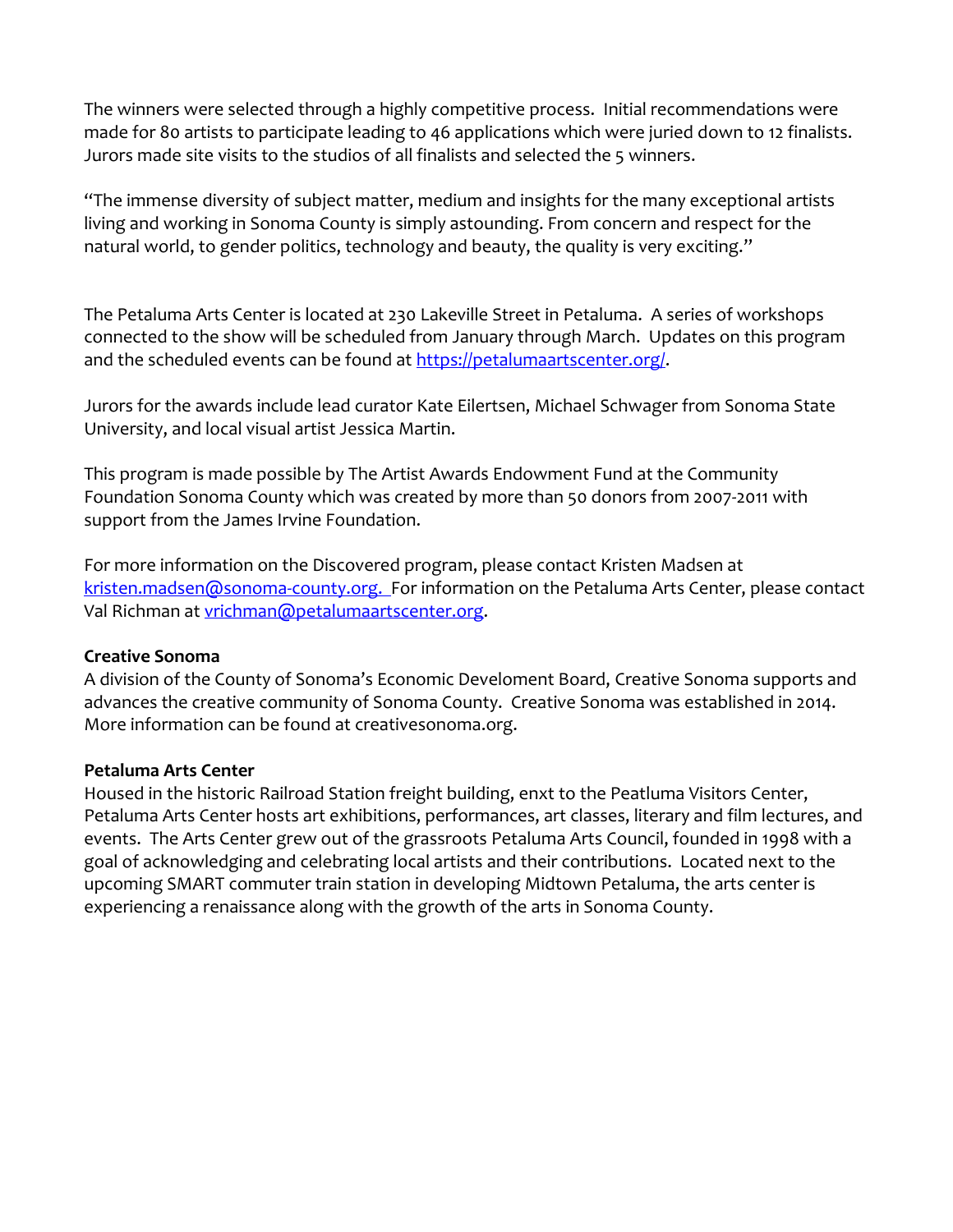The winners were selected through a highly competitive process. Initial recommendations were made for 80 artists to participate leading to 46 applications which were juried down to 12 finalists. Jurors made site visits to the studios of all finalists and selected the 5 winners.

"The immense diversity of subject matter, medium and insights for the many exceptional artists living and working in Sonoma County is simply astounding. From concern and respect for the natural world, to gender politics, technology and beauty, the quality is very exciting."

The Petaluma Arts Center is located at 230 Lakeville Street in Petaluma. A series of workshops connected to the show will be scheduled from January through March. Updates on this program and the scheduled events can be found at [https://petalumaartscenter.org/](https://petalumaartscenter.org/).

Jurors for the awards include lead curator Kate Eilertsen, Michael Schwager from Sonoma State University, and local visual artist Jessica Martin.

This program is made possible by The Artist Awards Endowment Fund at the Community Foundation Sonoma County which was created by more than 50 donors from 2007-2011 with support from the James Irvine Foundation.

For more information on the Discovered program, please contact Kristen Madsen at [kristen.madsen@sonoma-county.org.](mailto:kristen.madsen@sonoma-county.org) For information on the Petaluma Arts Center, please contact Val Richman at [vrichman@petalumaartscenter.org](mailto:vrichman@petalumaartscenter.org).

**Creative Sonoma**
A division of the County of Sonoma's Economic Develoment Board, Creative Sonoma supports and advances the creative community of Sonoma County. Creative Sonoma was established in 2014. More information can be found at creativesonoma.org.

**Petaluma Arts Center**
Housed in the historic Railroad Station freight building, enxt to the Peatluma Visitors Center, Petaluma Arts Center hosts art exhibitions, performances, art classes, literary and film lectures, and events. The Arts Center grew out of the grassroots Petaluma Arts Council, founded in 1998 with a goal of acknowledging and celebrating local artists and their contributions. Located next to the upcoming SMART commuter train station in developing Midtown Petaluma, the arts center is experiencing a renaissance along with the growth of the arts in Sonoma County.